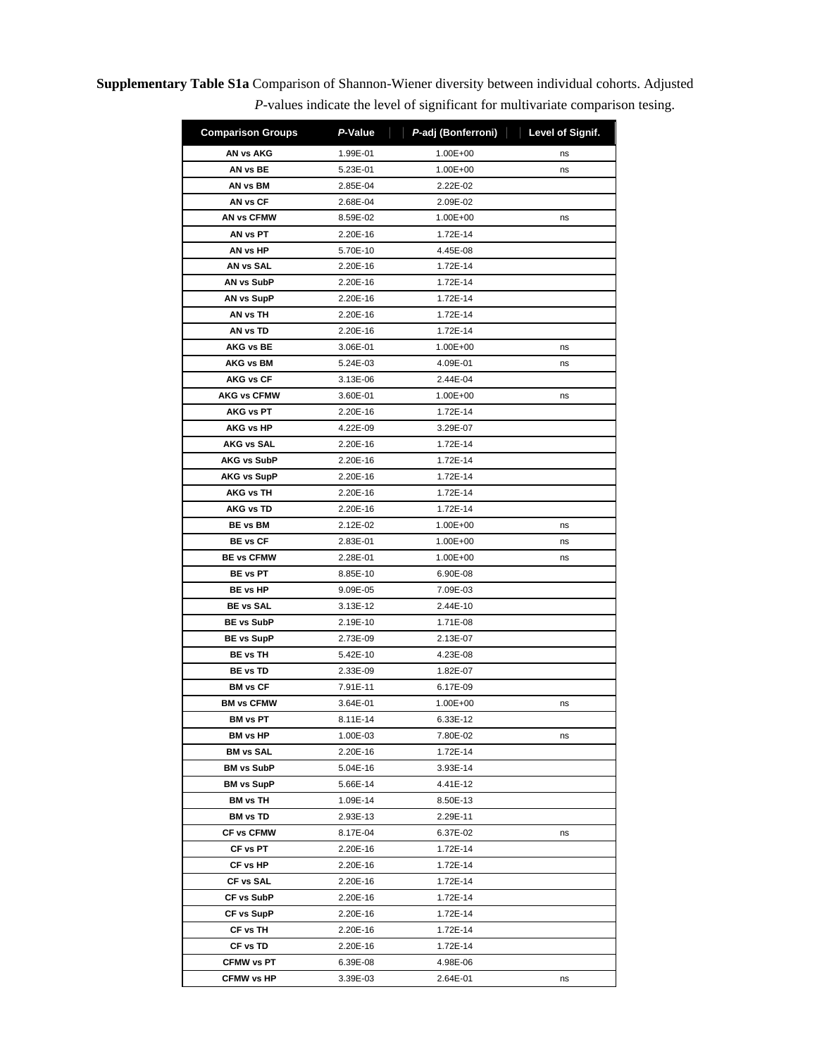**Supplementary Table S1a** Comparison of Shannon-Wiener diversity between individual cohorts. Adjusted *P*-values indicate the level of significant for multivariate comparison tesing.

| Comparison Groups | *P*-Value | *P*-adj (Bonferroni) | Level of Signif. |
|---|---|---|---|
| AN vs AKG | 1.99E-01 | 1.00E+00 | ns |
| AN vs BE | 5.23E-01 | 1.00E+00 | ns |
| AN vs BM | 2.85E-04 | 2.22E-02 | |
| AN vs CF | 2.68E-04 | 2.09E-02 | |
| AN vs CFMW | 8.59E-02 | 1.00E+00 | ns |
| AN vs PT | 2.20E-16 | 1.72E-14 | |
| AN vs HP | 5.70E-10 | 4.45E-08 | |
| AN vs SAL | 2.20E-16 | 1.72E-14 | |
| AN vs SubP | 2.20E-16 | 1.72E-14 | |
| AN vs SupP | 2.20E-16 | 1.72E-14 | |
| AN vs TH | 2.20E-16 | 1.72E-14 | |
| AN vs TD | 2.20E-16 | 1.72E-14 | |
| AKG vs BE | 3.06E-01 | 1.00E+00 | ns |
| AKG vs BM | 5.24E-03 | 4.09E-01 | ns |
| AKG vs CF | 3.13E-06 | 2.44E-04 | |
| AKG vs CFMW | 3.60E-01 | 1.00E+00 | ns |
| AKG vs PT | 2.20E-16 | 1.72E-14 | |
| AKG vs HP | 4.22E-09 | 3.29E-07 | |
| AKG vs SAL | 2.20E-16 | 1.72E-14 | |
| AKG vs SubP | 2.20E-16 | 1.72E-14 | |
| AKG vs SupP | 2.20E-16 | 1.72E-14 | |
| AKG vs TH | 2.20E-16 | 1.72E-14 | |
| AKG vs TD | 2.20E-16 | 1.72E-14 | |
| BE vs BM | 2.12E-02 | 1.00E+00 | ns |
| BE vs CF | 2.83E-01 | 1.00E+00 | ns |
| BE vs CFMW | 2.28E-01 | 1.00E+00 | ns |
| BE vs PT | 8.85E-10 | 6.90E-08 | |
| BE vs HP | 9.09E-05 | 7.09E-03 | |
| BE vs SAL | 3.13E-12 | 2.44E-10 | |
| BE vs SubP | 2.19E-10 | 1.71E-08 | |
| BE vs SupP | 2.73E-09 | 2.13E-07 | |
| BE vs TH | 5.42E-10 | 4.23E-08 | |
| BE vs TD | 2.33E-09 | 1.82E-07 | |
| BM vs CF | 7.91E-11 | 6.17E-09 | |
| BM vs CFMW | 3.64E-01 | 1.00E+00 | ns |
| BM vs PT | 8.11E-14 | 6.33E-12 | |
| BM vs HP | 1.00E-03 | 7.80E-02 | ns |
| BM vs SAL | 2.20E-16 | 1.72E-14 | |
| BM vs SubP | 5.04E-16 | 3.93E-14 | |
| BM vs SupP | 5.66E-14 | 4.41E-12 | |
| BM vs TH | 1.09E-14 | 8.50E-13 | |
| BM vs TD | 2.93E-13 | 2.29E-11 | |
| CF vs CFMW | 8.17E-04 | 6.37E-02 | ns |
| CF vs PT | 2.20E-16 | 1.72E-14 | |
| CF vs HP | 2.20E-16 | 1.72E-14 | |
| CF vs SAL | 2.20E-16 | 1.72E-14 | |
| CF vs SubP | 2.20E-16 | 1.72E-14 | |
| CF vs SupP | 2.20E-16 | 1.72E-14 | |
| CF vs TH | 2.20E-16 | 1.72E-14 | |
| CF vs TD | 2.20E-16 | 1.72E-14 | |
| CFMW vs PT | 6.39E-08 | 4.98E-06 | |
| CFMW vs HP | 3.39E-03 | 2.64E-01 | ns |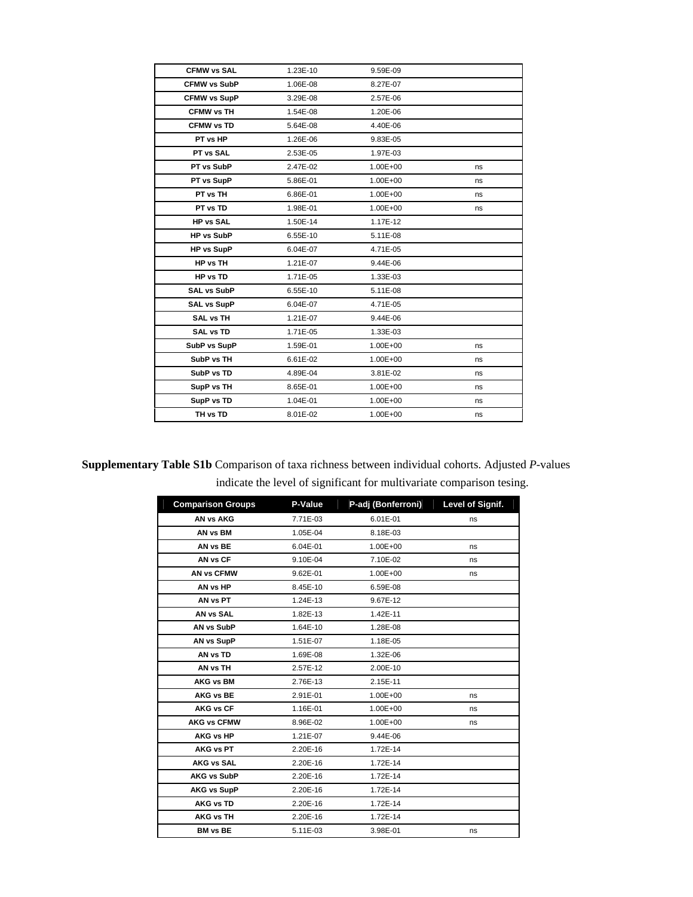| | | | |
|---|---|---|---|
| **CFMW vs SAL** | 1.23E-10 | 9.59E-09 | |
| **CFMW vs SubP** | 1.06E-08 | 8.27E-07 | |
| **CFMW vs SupP** | 3.29E-08 | 2.57E-06 | |
| **CFMW vs TH** | 1.54E-08 | 1.20E-06 | |
| **CFMW vs TD** | 5.64E-08 | 4.40E-06 | |
| **PT vs HP** | 1.26E-06 | 9.83E-05 | |
| **PT vs SAL** | 2.53E-05 | 1.97E-03 | |
| **PT vs SubP** | 2.47E-02 | 1.00E+00 | ns |
| **PT vs SupP** | 5.86E-01 | 1.00E+00 | ns |
| **PT vs TH** | 6.86E-01 | 1.00E+00 | ns |
| **PT vs TD** | 1.98E-01 | 1.00E+00 | ns |
| **HP vs SAL** | 1.50E-14 | 1.17E-12 | |
| **HP vs SubP** | 6.55E-10 | 5.11E-08 | |
| **HP vs SupP** | 6.04E-07 | 4.71E-05 | |
| **HP vs TH** | 1.21E-07 | 9.44E-06 | |
| **HP vs TD** | 1.71E-05 | 1.33E-03 | |
| **SAL vs SubP** | 6.55E-10 | 5.11E-08 | |
| **SAL vs SupP** | 6.04E-07 | 4.71E-05 | |
| **SAL vs TH** | 1.21E-07 | 9.44E-06 | |
| **SAL vs TD** | 1.71E-05 | 1.33E-03 | |
| **SubP vs SupP** | 1.59E-01 | 1.00E+00 | ns |
| **SubP vs TH** | 6.61E-02 | 1.00E+00 | ns |
| **SubP vs TD** | 4.89E-04 | 3.81E-02 | ns |
| **SupP vs TH** | 8.65E-01 | 1.00E+00 | ns |
| **SupP vs TD** | 1.04E-01 | 1.00E+00 | ns |
| **TH vs TD** | 8.01E-02 | 1.00E+00 | ns |

**Supplementary Table S1b** Comparison of taxa richness between individual cohorts. Adjusted *P*-values indicate the level of significant for multivariate comparison tesing.

| Comparison Groups | P-Value | P-adj (Bonferroni) | Level of Signif. |
|---|---|---|---|
| **AN vs AKG** | 7.71E-03 | 6.01E-01 | ns |
| **AN vs BM** | 1.05E-04 | 8.18E-03 | |
| **AN vs BE** | 6.04E-01 | 1.00E+00 | ns |
| **AN vs CF** | 9.10E-04 | 7.10E-02 | ns |
| **AN vs CFMW** | 9.62E-01 | 1.00E+00 | ns |
| **AN vs HP** | 8.45E-10 | 6.59E-08 | |
| **AN vs PT** | 1.24E-13 | 9.67E-12 | |
| **AN vs SAL** | 1.82E-13 | 1.42E-11 | |
| **AN vs SubP** | 1.64E-10 | 1.28E-08 | |
| **AN vs SupP** | 1.51E-07 | 1.18E-05 | |
| **AN vs TD** | 1.69E-08 | 1.32E-06 | |
| **AN vs TH** | 2.57E-12 | 2.00E-10 | |
| **AKG vs BM** | 2.76E-13 | 2.15E-11 | |
| **AKG vs BE** | 2.91E-01 | 1.00E+00 | ns |
| **AKG vs CF** | 1.16E-01 | 1.00E+00 | ns |
| **AKG vs CFMW** | 8.96E-02 | 1.00E+00 | ns |
| **AKG vs HP** | 1.21E-07 | 9.44E-06 | |
| **AKG vs PT** | 2.20E-16 | 1.72E-14 | |
| **AKG vs SAL** | 2.20E-16 | 1.72E-14 | |
| **AKG vs SubP** | 2.20E-16 | 1.72E-14 | |
| **AKG vs SupP** | 2.20E-16 | 1.72E-14 | |
| **AKG vs TD** | 2.20E-16 | 1.72E-14 | |
| **AKG vs TH** | 2.20E-16 | 1.72E-14 | |
| **BM vs BE** | 5.11E-03 | 3.98E-01 | ns |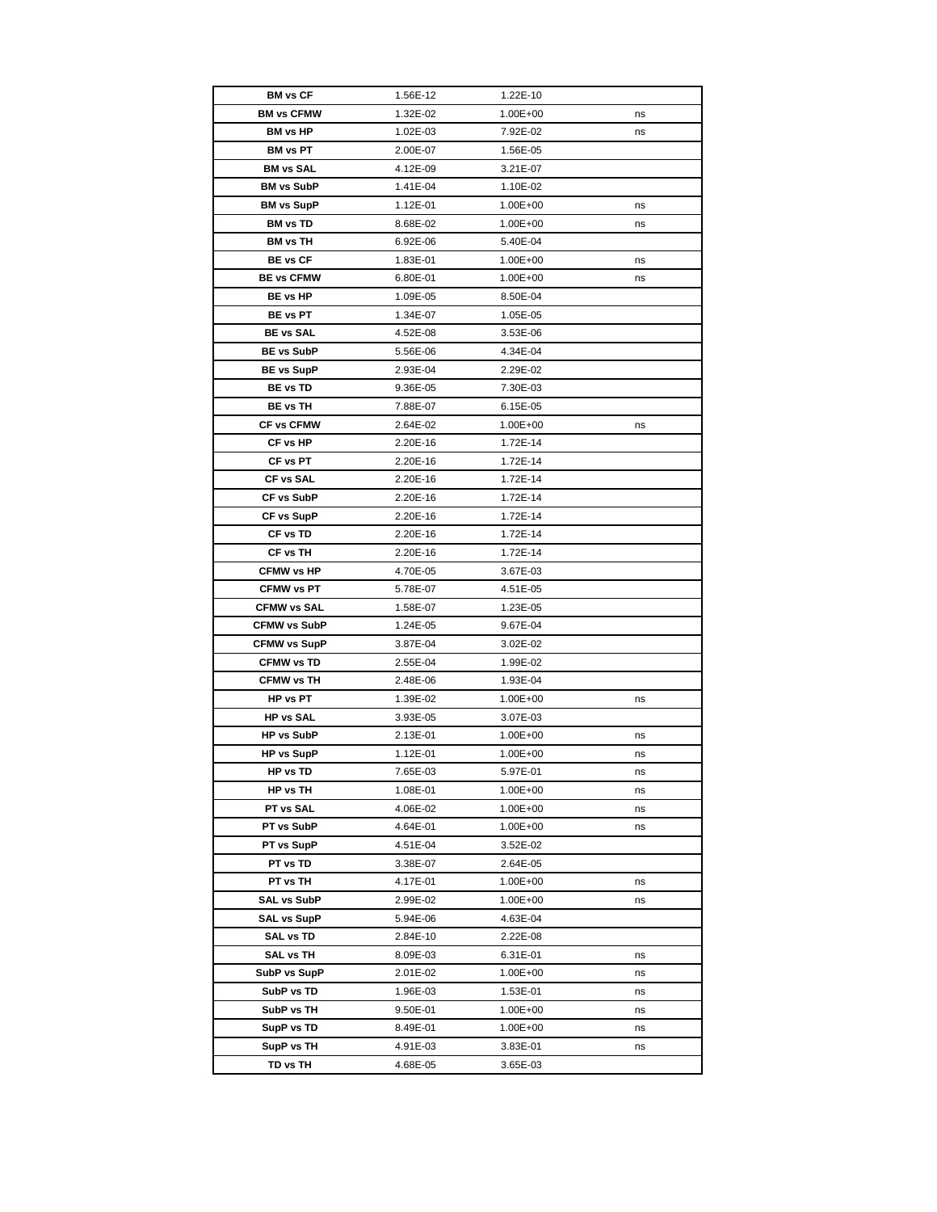| | | | |
|---|---|---|---|
| **BM vs CF** | 1.56E-12 | 1.22E-10 | |
| **BM vs CFMW** | 1.32E-02 | 1.00E+00 | ns |
| **BM vs HP** | 1.02E-03 | 7.92E-02 | ns |
| **BM vs PT** | 2.00E-07 | 1.56E-05 | |
| **BM vs SAL** | 4.12E-09 | 3.21E-07 | |
| **BM vs SubP** | 1.41E-04 | 1.10E-02 | |
| **BM vs SupP** | 1.12E-01 | 1.00E+00 | ns |
| **BM vs TD** | 8.68E-02 | 1.00E+00 | ns |
| **BM vs TH** | 6.92E-06 | 5.40E-04 | |
| **BE vs CF** | 1.83E-01 | 1.00E+00 | ns |
| **BE vs CFMW** | 6.80E-01 | 1.00E+00 | ns |
| **BE vs HP** | 1.09E-05 | 8.50E-04 | |
| **BE vs PT** | 1.34E-07 | 1.05E-05 | |
| **BE vs SAL** | 4.52E-08 | 3.53E-06 | |
| **BE vs SubP** | 5.56E-06 | 4.34E-04 | |
| **BE vs SupP** | 2.93E-04 | 2.29E-02 | |
| **BE vs TD** | 9.36E-05 | 7.30E-03 | |
| **BE vs TH** | 7.88E-07 | 6.15E-05 | |
| **CF vs CFMW** | 2.64E-02 | 1.00E+00 | ns |
| **CF vs HP** | 2.20E-16 | 1.72E-14 | |
| **CF vs PT** | 2.20E-16 | 1.72E-14 | |
| **CF vs SAL** | 2.20E-16 | 1.72E-14 | |
| **CF vs SubP** | 2.20E-16 | 1.72E-14 | |
| **CF vs SupP** | 2.20E-16 | 1.72E-14 | |
| **CF vs TD** | 2.20E-16 | 1.72E-14 | |
| **CF vs TH** | 2.20E-16 | 1.72E-14 | |
| **CFMW vs HP** | 4.70E-05 | 3.67E-03 | |
| **CFMW vs PT** | 5.78E-07 | 4.51E-05 | |
| **CFMW vs SAL** | 1.58E-07 | 1.23E-05 | |
| **CFMW vs SubP** | 1.24E-05 | 9.67E-04 | |
| **CFMW vs SupP** | 3.87E-04 | 3.02E-02 | |
| **CFMW vs TD** | 2.55E-04 | 1.99E-02 | |
| **CFMW vs TH** | 2.48E-06 | 1.93E-04 | |
| **HP vs PT** | 1.39E-02 | 1.00E+00 | ns |
| **HP vs SAL** | 3.93E-05 | 3.07E-03 | |
| **HP vs SubP** | 2.13E-01 | 1.00E+00 | ns |
| **HP vs SupP** | 1.12E-01 | 1.00E+00 | ns |
| **HP vs TD** | 7.65E-03 | 5.97E-01 | ns |
| **HP vs TH** | 1.08E-01 | 1.00E+00 | ns |
| **PT vs SAL** | 4.06E-02 | 1.00E+00 | ns |
| **PT vs SubP** | 4.64E-01 | 1.00E+00 | ns |
| **PT vs SupP** | 4.51E-04 | 3.52E-02 | |
| **PT vs TD** | 3.38E-07 | 2.64E-05 | |
| **PT vs TH** | 4.17E-01 | 1.00E+00 | ns |
| **SAL vs SubP** | 2.99E-02 | 1.00E+00 | ns |
| **SAL vs SupP** | 5.94E-06 | 4.63E-04 | |
| **SAL vs TD** | 2.84E-10 | 2.22E-08 | |
| **SAL vs TH** | 8.09E-03 | 6.31E-01 | ns |
| **SubP vs SupP** | 2.01E-02 | 1.00E+00 | ns |
| **SubP vs TD** | 1.96E-03 | 1.53E-01 | ns |
| **SubP vs TH** | 9.50E-01 | 1.00E+00 | ns |
| **SupP vs TD** | 8.49E-01 | 1.00E+00 | ns |
| **SupP vs TH** | 4.91E-03 | 3.83E-01 | ns |
| **TD vs TH** | 4.68E-05 | 3.65E-03 | |